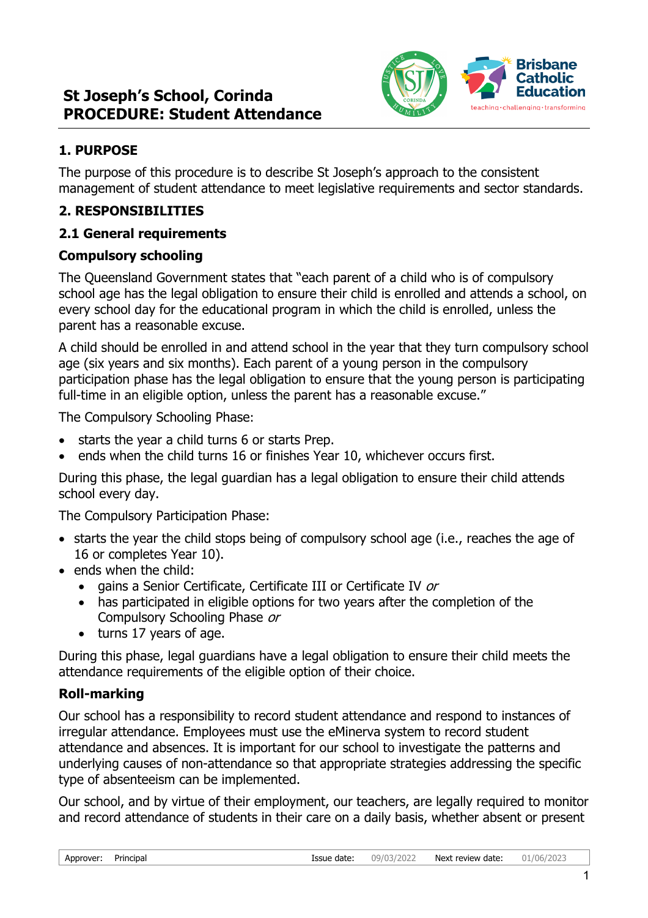# St Joseph's School, Corinda
# PROCEDURE: Student Attendance

## 1. PURPOSE

The purpose of this procedure is to describe St Joseph's approach to the consistent management of student attendance to meet legislative requirements and sector standards.

## 2. RESPONSIBILITIES

### 2.1 General requirements

### Compulsory schooling

The Queensland Government states that "each parent of a child who is of compulsory school age has the legal obligation to ensure their child is enrolled and attends a school, on every school day for the educational program in which the child is enrolled, unless the parent has a reasonable excuse.

A child should be enrolled in and attend school in the year that they turn compulsory school age (six years and six months). Each parent of a young person in the compulsory participation phase has the legal obligation to ensure that the young person is participating full-time in an eligible option, unless the parent has a reasonable excuse."

The Compulsory Schooling Phase:

- starts the year a child turns 6 or starts Prep.
- ends when the child turns 16 or finishes Year 10, whichever occurs first.

During this phase, the legal guardian has a legal obligation to ensure their child attends school every day.

The Compulsory Participation Phase:

- starts the year the child stops being of compulsory school age (i.e., reaches the age of 16 or completes Year 10).
- ends when the child:
  - gains a Senior Certificate, Certificate III or Certificate IV *or*
  - has participated in eligible options for two years after the completion of the Compulsory Schooling Phase *or*
  - turns 17 years of age.

During this phase, legal guardians have a legal obligation to ensure their child meets the attendance requirements of the eligible option of their choice.

### Roll-marking

Our school has a responsibility to record student attendance and respond to instances of irregular attendance. Employees must use the eMinerva system to record student attendance and absences. It is important for our school to investigate the patterns and underlying causes of non-attendance so that appropriate strategies addressing the specific type of absenteeism can be implemented.

Our school, and by virtue of their employment, our teachers, are legally required to monitor and record attendance of students in their care on a daily basis, whether absent or present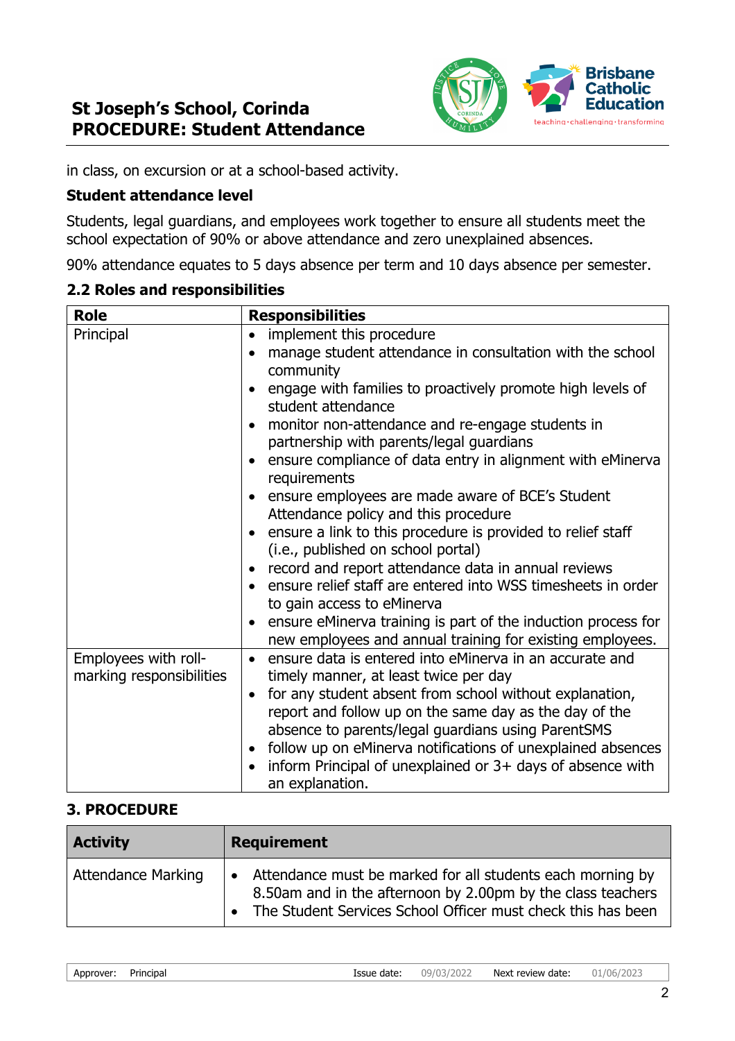in class, on excursion or at a school-based activity.

### Student attendance level

Students, legal guardians, and employees work together to ensure all students meet the school expectation of 90% or above attendance and zero unexplained absences.

90% attendance equates to 5 days absence per term and 10 days absence per semester.

### 2.2 Roles and responsibilities

| Role | Responsibilities |
|---|---|
| Principal | • implement this procedure<br>• manage student attendance in consultation with the school community<br>• engage with families to proactively promote high levels of student attendance<br>• monitor non-attendance and re-engage students in partnership with parents/legal guardians<br>• ensure compliance of data entry in alignment with eMinerva requirements<br>• ensure employees are made aware of BCE's Student Attendance policy and this procedure<br>• ensure a link to this procedure is provided to relief staff (i.e., published on school portal)<br>• record and report attendance data in annual reviews<br>• ensure relief staff are entered into WSS timesheets in order to gain access to eMinerva<br>• ensure eMinerva training is part of the induction process for new employees and annual training for existing employees. |
| Employees with roll-marking responsibilities | • ensure data is entered into eMinerva in an accurate and timely manner, at least twice per day<br>• for any student absent from school without explanation, report and follow up on the same day as the day of the absence to parents/legal guardians using ParentSMS<br>• follow up on eMinerva notifications of unexplained absences<br>• inform Principal of unexplained or 3+ days of absence with an explanation. |

## 3. PROCEDURE

| Activity | Requirement |
|---|---|
| Attendance Marking | • Attendance must be marked for all students each morning by 8.50am and in the afternoon by 2.00pm by the class teachers<br>• The Student Services School Officer must check this has been |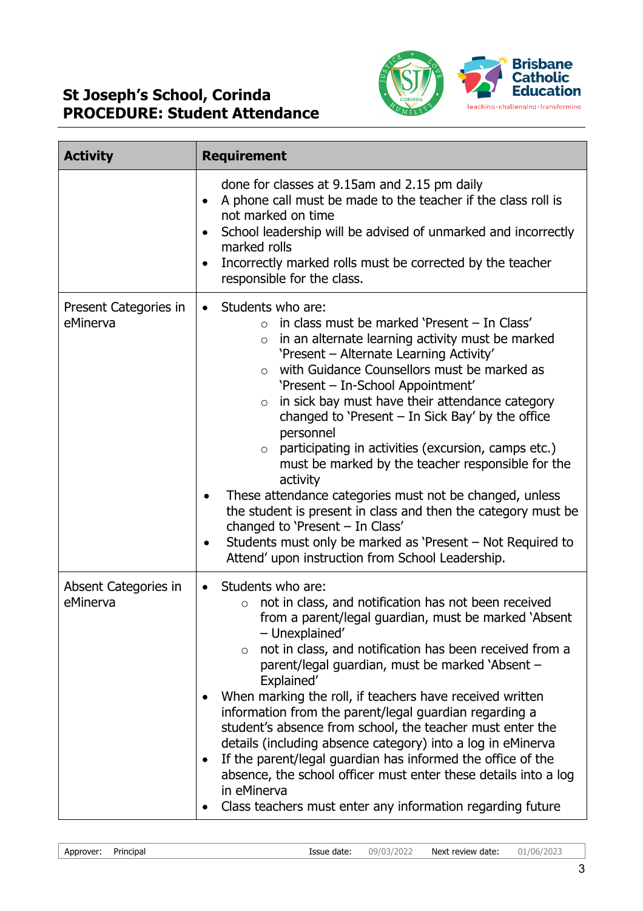| Activity | Requirement |
|---|---|
| | done for classes at 9.15am and 2.15 pm daily<br>• A phone call must be made to the teacher if the class roll is not marked on time<br>• School leadership will be advised of unmarked and incorrectly marked rolls<br>• Incorrectly marked rolls must be corrected by the teacher responsible for the class. |
| Present Categories in eMinerva | • Students who are:<br>  ○ in class must be marked 'Present – In Class'<br>  ○ in an alternate learning activity must be marked 'Present – Alternate Learning Activity'<br>  ○ with Guidance Counsellors must be marked as 'Present – In-School Appointment'<br>  ○ in sick bay must have their attendance category changed to 'Present – In Sick Bay' by the office personnel<br>  ○ participating in activities (excursion, camps etc.) must be marked by the teacher responsible for the activity<br>• These attendance categories must not be changed, unless the student is present in class and then the category must be changed to 'Present – In Class'<br>• Students must only be marked as 'Present – Not Required to Attend' upon instruction from School Leadership. |
| Absent Categories in eMinerva | • Students who are:<br>  ○ not in class, and notification has not been received from a parent/legal guardian, must be marked 'Absent – Unexplained'<br>  ○ not in class, and notification has been received from a parent/legal guardian, must be marked 'Absent – Explained'<br>• When marking the roll, if teachers have received written information from the parent/legal guardian regarding a student's absence from school, the teacher must enter the details (including absence category) into a log in eMinerva<br>• If the parent/legal guardian has informed the office of the absence, the school officer must enter these details into a log in eMinerva<br>• Class teachers must enter any information regarding future |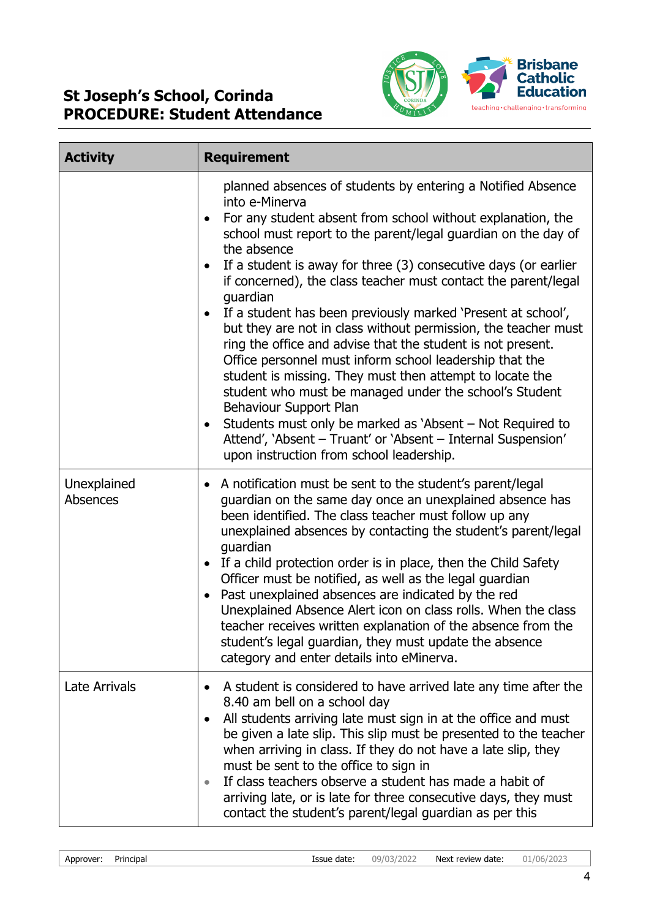| Activity | Requirement |
|---|---|
| | planned absences of students by entering a Notified Absence into e-Minerva<br>• For any student absent from school without explanation, the school must report to the parent/legal guardian on the day of the absence<br>• If a student is away for three (3) consecutive days (or earlier if concerned), the class teacher must contact the parent/legal guardian<br>• If a student has been previously marked 'Present at school', but they are not in class without permission, the teacher must ring the office and advise that the student is not present. Office personnel must inform school leadership that the student is missing. They must then attempt to locate the student who must be managed under the school's Student Behaviour Support Plan<br>• Students must only be marked as 'Absent – Not Required to Attend', 'Absent – Truant' or 'Absent – Internal Suspension' upon instruction from school leadership. |
| Unexplained Absences | • A notification must be sent to the student's parent/legal guardian on the same day once an unexplained absence has been identified. The class teacher must follow up any unexplained absences by contacting the student's parent/legal guardian<br>• If a child protection order is in place, then the Child Safety Officer must be notified, as well as the legal guardian<br>• Past unexplained absences are indicated by the red Unexplained Absence Alert icon on class rolls. When the class teacher receives written explanation of the absence from the student's legal guardian, they must update the absence category and enter details into eMinerva. |
| Late Arrivals | • A student is considered to have arrived late any time after the 8.40 am bell on a school day<br>• All students arriving late must sign in at the office and must be given a late slip. This slip must be presented to the teacher when arriving in class. If they do not have a late slip, they must be sent to the office to sign in<br>• If class teachers observe a student has made a habit of arriving late, or is late for three consecutive days, they must contact the student's parent/legal guardian as per this |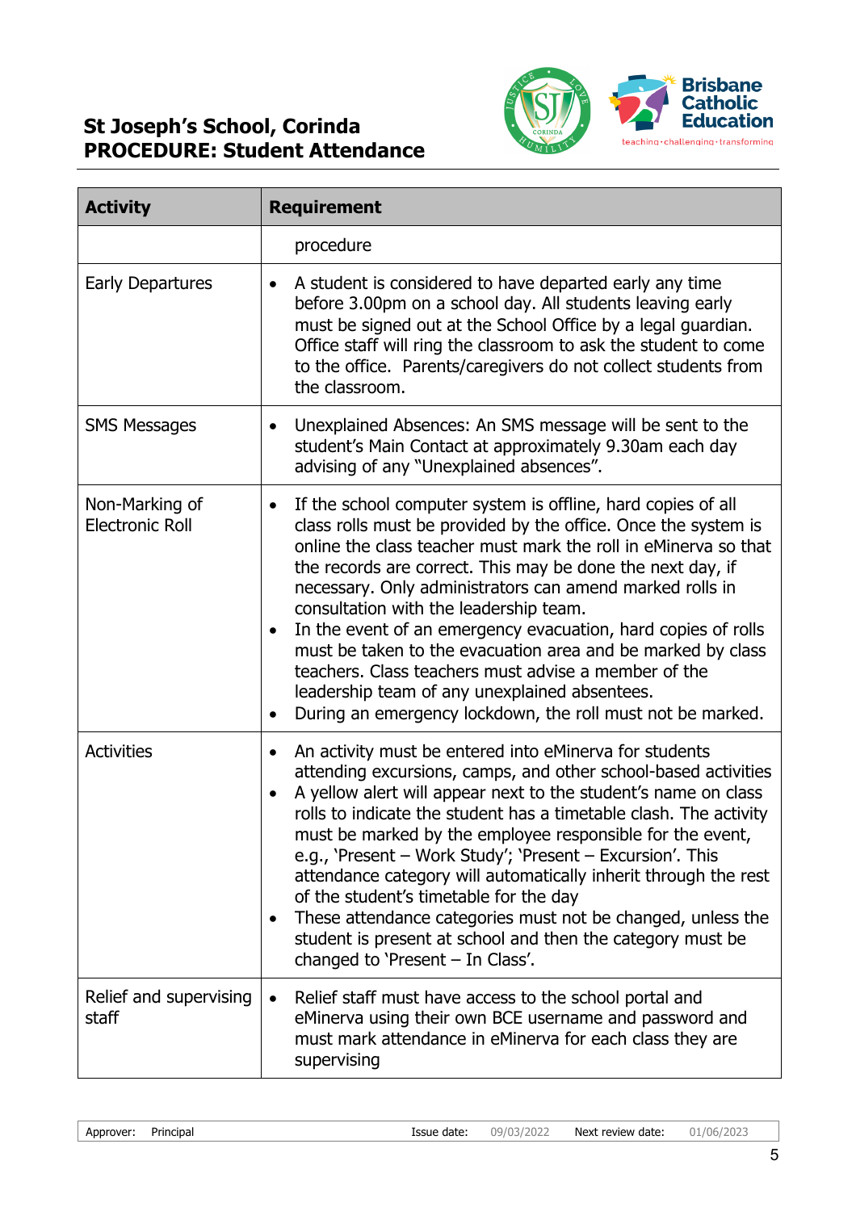| Activity | Requirement |
|---|---|
| | procedure |
| Early Departures | • A student is considered to have departed early any time before 3.00pm on a school day. All students leaving early must be signed out at the School Office by a legal guardian. Office staff will ring the classroom to ask the student to come to the office. Parents/caregivers do not collect students from the classroom. |
| SMS Messages | • Unexplained Absences: An SMS message will be sent to the student's Main Contact at approximately 9.30am each day advising of any "Unexplained absences". |
| Non-Marking of Electronic Roll | • If the school computer system is offline, hard copies of all class rolls must be provided by the office. Once the system is online the class teacher must mark the roll in eMinerva so that the records are correct. This may be done the next day, if necessary. Only administrators can amend marked rolls in consultation with the leadership team.<br>• In the event of an emergency evacuation, hard copies of rolls must be taken to the evacuation area and be marked by class teachers. Class teachers must advise a member of the leadership team of any unexplained absentees.<br>• During an emergency lockdown, the roll must not be marked. |
| Activities | • An activity must be entered into eMinerva for students attending excursions, camps, and other school-based activities<br>• A yellow alert will appear next to the student's name on class rolls to indicate the student has a timetable clash. The activity must be marked by the employee responsible for the event, e.g., 'Present – Work Study'; 'Present – Excursion'. This attendance category will automatically inherit through the rest of the student's timetable for the day<br>• These attendance categories must not be changed, unless the student is present at school and then the category must be changed to 'Present – In Class'. |
| Relief and supervising staff | • Relief staff must have access to the school portal and eMinerva using their own BCE username and password and must mark attendance in eMinerva for each class they are supervising |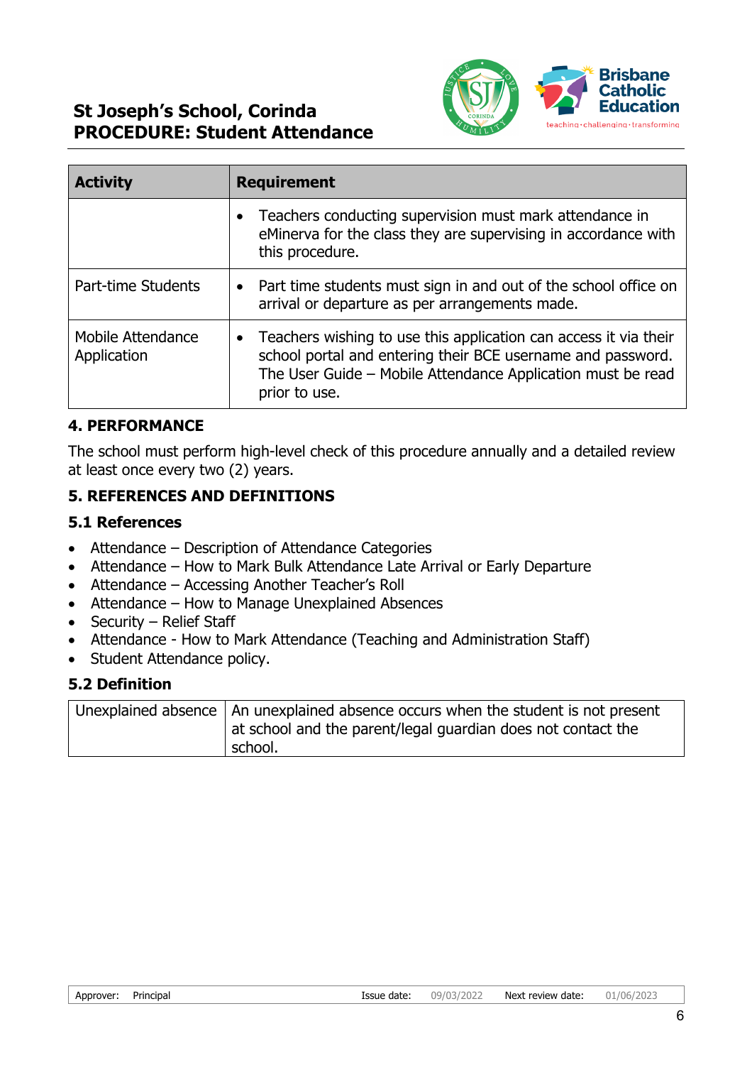| Activity | Requirement |
|---|---|
| | • Teachers conducting supervision must mark attendance in eMinerva for the class they are supervising in accordance with this procedure. |
| Part-time Students | • Part time students must sign in and out of the school office on arrival or departure as per arrangements made. |
| Mobile Attendance Application | • Teachers wishing to use this application can access it via their school portal and entering their BCE username and password. The User Guide – Mobile Attendance Application must be read prior to use. |

## 4. PERFORMANCE

The school must perform high-level check of this procedure annually and a detailed review at least once every two (2) years.

## 5. REFERENCES AND DEFINITIONS

### 5.1 References

- Attendance – Description of Attendance Categories
- Attendance – How to Mark Bulk Attendance Late Arrival or Early Departure
- Attendance – Accessing Another Teacher's Roll
- Attendance – How to Manage Unexplained Absences
- Security – Relief Staff
- Attendance - How to Mark Attendance (Teaching and Administration Staff)
- Student Attendance policy.

### 5.2 Definition

| | |
|---|---|
| Unexplained absence | An unexplained absence occurs when the student is not present at school and the parent/legal guardian does not contact the school. |